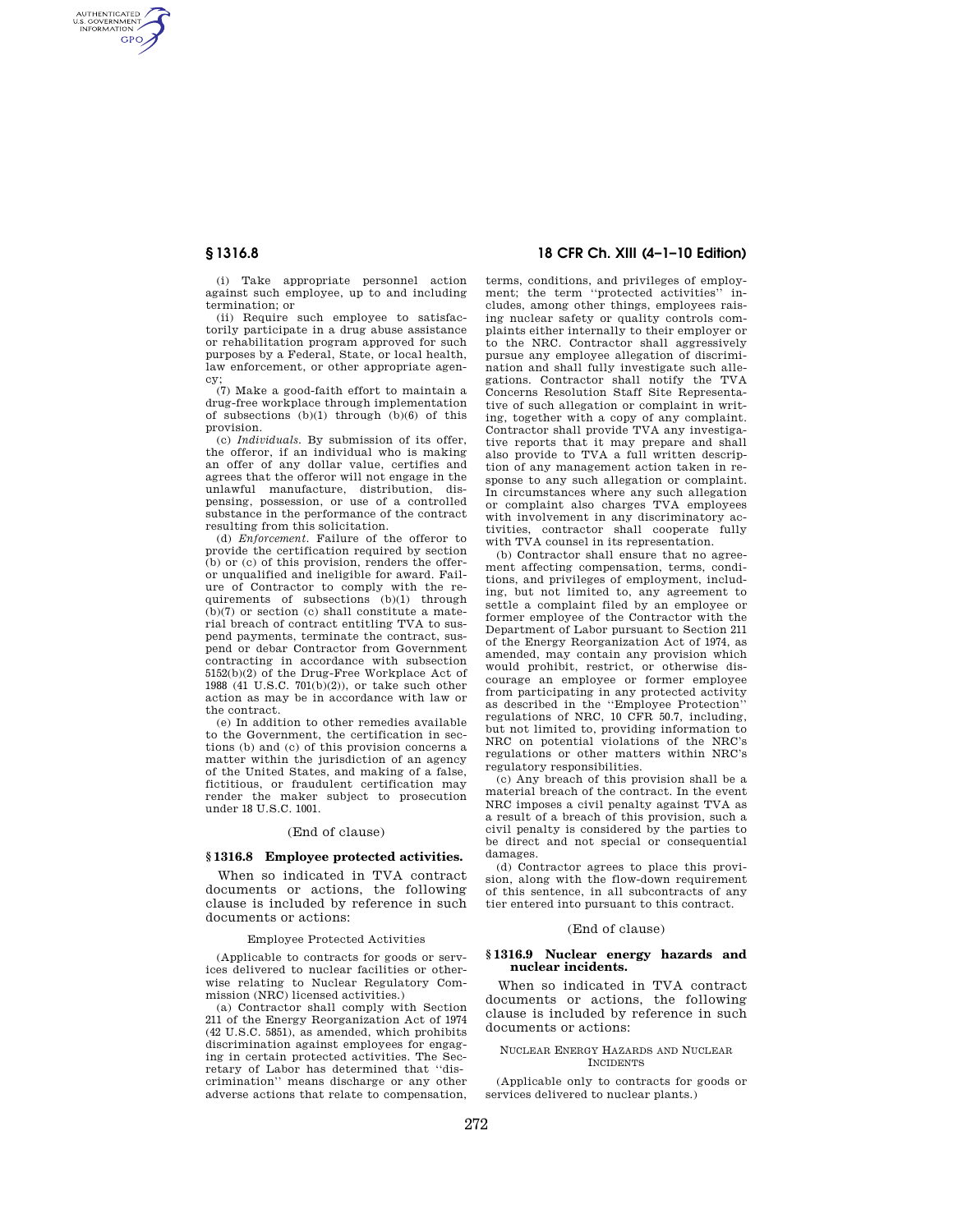(i) Take appropriate personnel action against such employee, up to and including termination; or

(ii) Require such employee to satisfactorily participate in a drug abuse assistance or rehabilitation program approved for such purposes by a Federal, State, or local health, law enforcement, or other appropriate agency;

(7) Make a good-faith effort to maintain a drug-free workplace through implementation of subsections (b)(1) through (b)(6) of this provision.

(c) *Individuals.* By submission of its offer, the offeror, if an individual who is making an offer of any dollar value, certifies and agrees that the offeror will not engage in the unlawful manufacture, distribution, dispensing, possession, or use of a controlled substance in the performance of the contract resulting from this solicitation.

(d) *Enforcement.* Failure of the offeror to provide the certification required by section (b) or (c) of this provision, renders the offeror unqualified and ineligible for award. Failure of Contractor to comply with the requirements of subsections (b)(1) through (b)(7) or section (c) shall constitute a material breach of contract entitling TVA to suspend payments, terminate the contract, suspend or debar Contractor from Government contracting in accordance with subsection 5152(b)(2) of the Drug-Free Workplace Act of 1988 (41 U.S.C. 701(b)(2)), or take such other action as may be in accordance with law or the contract.

(e) In addition to other remedies available to the Government, the certification in sections (b) and (c) of this provision concerns a matter within the jurisdiction of an agency of the United States, and making of a false, fictitious, or fraudulent certification may render the maker subject to prosecution under 18 U.S.C. 1001.

(End of clause)

## § 1316.8 Employee protected activities.

When so indicated in TVA contract documents or actions, the following clause is included by reference in such documents or actions:

Employee Protected Activities

(Applicable to contracts for goods or services delivered to nuclear facilities or otherwise relating to Nuclear Regulatory Commission (NRC) licensed activities.)

(a) Contractor shall comply with Section 211 of the Energy Reorganization Act of 1974 (42 U.S.C. 5851), as amended, which prohibits discrimination against employees for engaging in certain protected activities. The Secretary of Labor has determined that "discrimination" means discharge or any other adverse actions that relate to compensation, terms, conditions, and privileges of employment; the term "protected activities" includes, among other things, employees raising nuclear safety or quality controls complaints either internally to their employer or to the NRC. Contractor shall aggressively pursue any employee allegation of discrimination and shall fully investigate such allegations. Contractor shall notify the TVA Concerns Resolution Staff Site Representative of such allegation or complaint in writing, together with a copy of any complaint. Contractor shall provide TVA any investigative reports that it may prepare and shall also provide to TVA a full written description of any management action taken in response to any such allegation or complaint. In circumstances where any such allegation or complaint also charges TVA employees with involvement in any discriminatory activities, contractor shall cooperate fully with TVA counsel in its representation.

(b) Contractor shall ensure that no agreement affecting compensation, terms, conditions, and privileges of employment, including, but not limited to, any agreement to settle a complaint filed by an employee or former employee of the Contractor with the Department of Labor pursuant to Section 211 of the Energy Reorganization Act of 1974, as amended, may contain any provision which would prohibit, restrict, or otherwise discourage an employee or former employee from participating in any protected activity as described in the "Employee Protection" regulations of NRC, 10 CFR 50.7, including, but not limited to, providing information to NRC on potential violations of the NRC's regulations or other matters within NRC's regulatory responsibilities.

(c) Any breach of this provision shall be a material breach of the contract. In the event NRC imposes a civil penalty against TVA as a result of a breach of this provision, such a civil penalty is considered by the parties to be direct and not special or consequential damages.

(d) Contractor agrees to place this provision, along with the flow-down requirement of this sentence, in all subcontracts of any tier entered into pursuant to this contract.

(End of clause)

## § 1316.9 Nuclear energy hazards and nuclear incidents.

When so indicated in TVA contract documents or actions, the following clause is included by reference in such documents or actions:

Nuclear Energy Hazards and Nuclear Incidents

(Applicable only to contracts for goods or services delivered to nuclear plants.)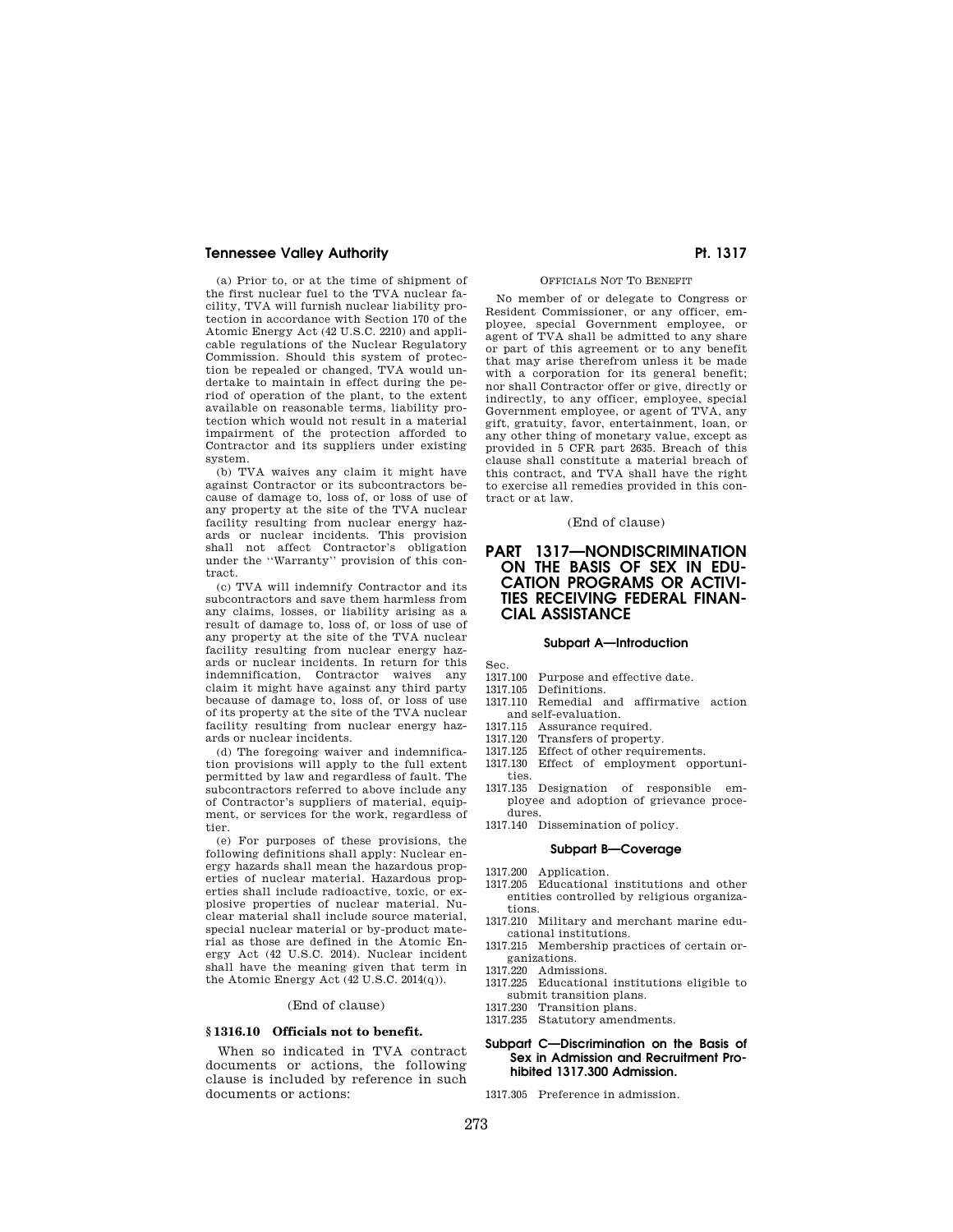(a) Prior to, or at the time of shipment of the first nuclear fuel to the TVA nuclear facility, TVA will furnish nuclear liability protection in accordance with Section 170 of the Atomic Energy Act (42 U.S.C. 2210) and applicable regulations of the Nuclear Regulatory Commission. Should this system of protection be repealed or changed, TVA would undertake to maintain in effect during the period of operation of the plant, to the extent available on reasonable terms, liability protection which would not result in a material impairment of the protection afforded to Contractor and its suppliers under existing system.

(b) TVA waives any claim it might have against Contractor or its subcontractors because of damage to, loss of, or loss of use of any property at the site of the TVA nuclear facility resulting from nuclear energy hazards or nuclear incidents. This provision shall not affect Contractor's obligation under the ''Warranty'' provision of this contract.

(c) TVA will indemnify Contractor and its subcontractors and save them harmless from any claims, losses, or liability arising as a result of damage to, loss of, or loss of use of any property at the site of the TVA nuclear facility resulting from nuclear energy hazards or nuclear incidents. In return for this indemnification, Contractor waives any claim it might have against any third party because of damage to, loss of, or loss of use of its property at the site of the TVA nuclear facility resulting from nuclear energy hazards or nuclear incidents.

(d) The foregoing waiver and indemnification provisions will apply to the full extent permitted by law and regardless of fault. The subcontractors referred to above include any of Contractor's suppliers of material, equipment, or services for the work, regardless of tier.

(e) For purposes of these provisions, the following definitions shall apply: Nuclear energy hazards shall mean the hazardous properties of nuclear material. Hazardous properties shall include radioactive, toxic, or explosive properties of nuclear material. Nuclear material shall include source material, special nuclear material or by-product material as those are defined in the Atomic Energy Act (42 U.S.C. 2014). Nuclear incident shall have the meaning given that term in the Atomic Energy Act (42 U.S.C. 2014(q)).

(End of clause)

### § 1316.10 Officials not to benefit.

When so indicated in TVA contract documents or actions, the following clause is included by reference in such documents or actions:

OFFICIALS NOT TO BENEFIT

No member of or delegate to Congress or Resident Commissioner, or any officer, employee, special Government employee, or agent of TVA shall be admitted to any share or part of this agreement or to any benefit that may arise therefrom unless it be made with a corporation for its general benefit; nor shall Contractor offer or give, directly or indirectly, to any officer, employee, special Government employee, or agent of TVA, any gift, gratuity, favor, entertainment, loan, or any other thing of monetary value, except as provided in 5 CFR part 2635. Breach of this clause shall constitute a material breach of this contract, and TVA shall have the right to exercise all remedies provided in this contract or at law.

(End of clause)

# PART 1317—NONDISCRIMINATION ON THE BASIS OF SEX IN EDUCATION PROGRAMS OR ACTIVITIES RECEIVING FEDERAL FINANCIAL ASSISTANCE

## Subpart A—Introduction

Sec.
1317.100 Purpose and effective date.
1317.105 Definitions.
1317.110 Remedial and affirmative action and self-evaluation.
1317.115 Assurance required.
1317.120 Transfers of property.
1317.125 Effect of other requirements.
1317.130 Effect of employment opportunities.
1317.135 Designation of responsible employee and adoption of grievance procedures.
1317.140 Dissemination of policy.

## Subpart B—Coverage

1317.200 Application.
1317.205 Educational institutions and other entities controlled by religious organizations.
1317.210 Military and merchant marine educational institutions.
1317.215 Membership practices of certain organizations.
1317.220 Admissions.
1317.225 Educational institutions eligible to submit transition plans.
1317.230 Transition plans.
1317.235 Statutory amendments.

## Subpart C—Discrimination on the Basis of Sex in Admission and Recruitment Prohibited 1317.300 Admission.

1317.305 Preference in admission.